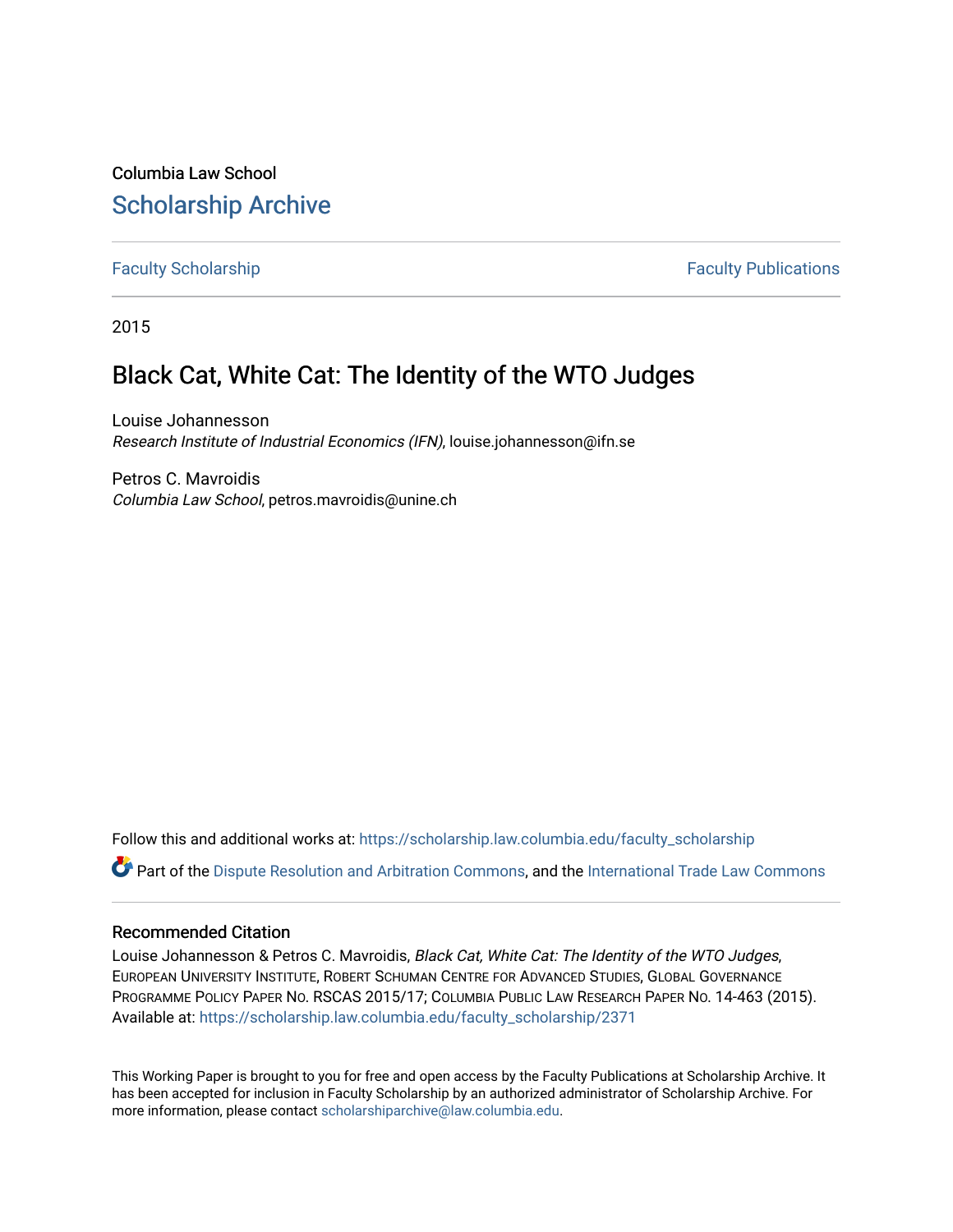Columbia Law School

# Scholarship Archive

Faculty Scholarship　　　　　　　　　　　　　　　　　　Faculty Publications

2015

## Black Cat, White Cat: The Identity of the WTO Judges

Louise Johannesson
*Research Institute of Industrial Economics (IFN)*, louise.johannesson@ifn.se

Petros C. Mavroidis
*Columbia Law School*, petros.mavroidis@unine.ch

Follow this and additional works at: https://scholarship.law.columbia.edu/faculty_scholarship

Part of the Dispute Resolution and Arbitration Commons, and the International Trade Law Commons

### Recommended Citation

Louise Johannesson & Petros C. Mavroidis, *Black Cat, White Cat: The Identity of the WTO Judges*, European University Institute, Robert Schuman Centre for Advanced Studies, Global Governance Programme Policy Paper No. RSCAS 2015/17; Columbia Public Law Research Paper No. 14-463 (2015).
Available at: https://scholarship.law.columbia.edu/faculty_scholarship/2371

This Working Paper is brought to you for free and open access by the Faculty Publications at Scholarship Archive. It has been accepted for inclusion in Faculty Scholarship by an authorized administrator of Scholarship Archive. For more information, please contact scholarshiparchive@law.columbia.edu.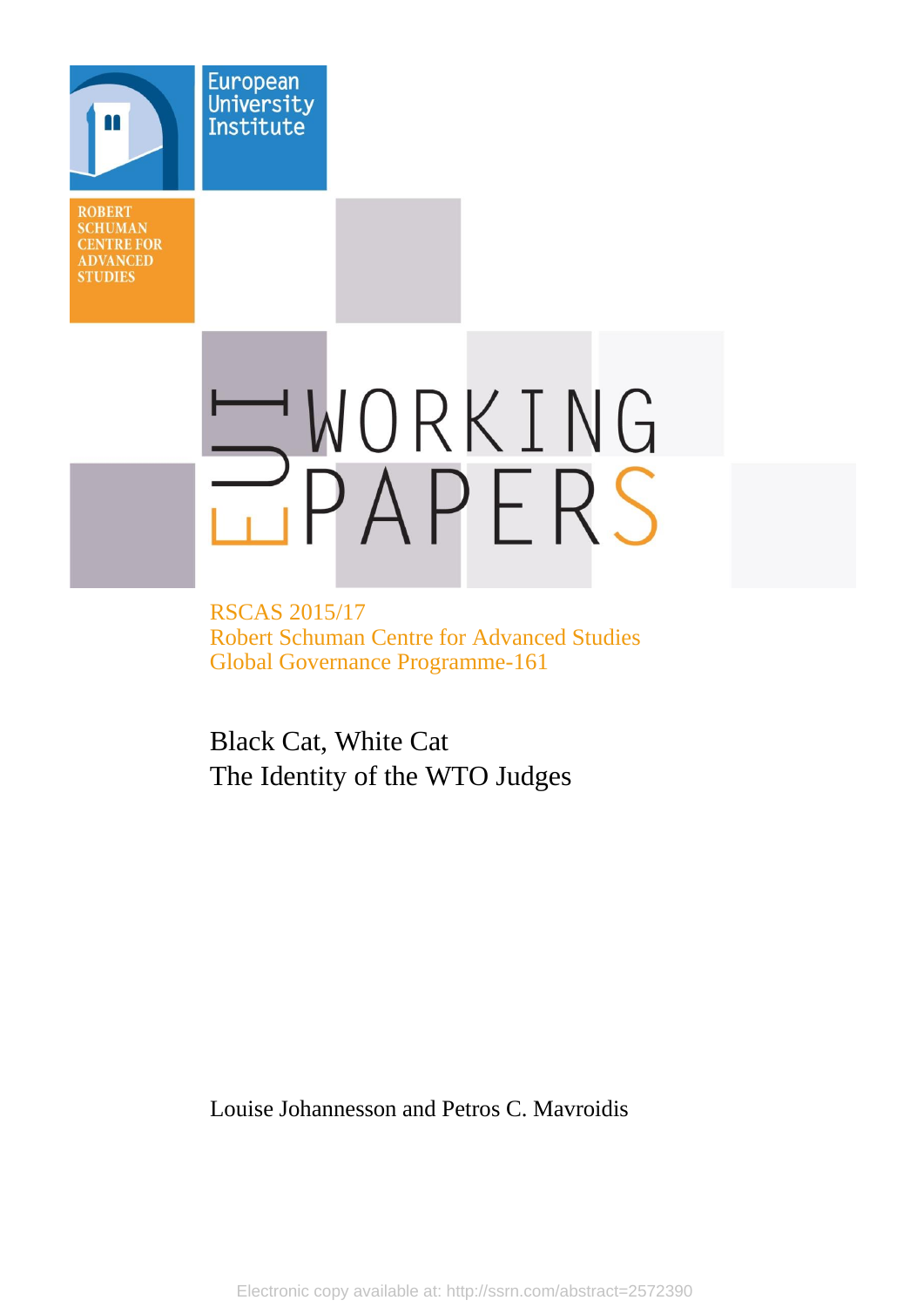European University Institute

ROBERT SCHUMAN CENTRE FOR ADVANCED STUDIES

EUI WORKING PAPERS

RSCAS 2015/17
Robert Schuman Centre for Advanced Studies
Global Governance Programme-161

# Black Cat, White Cat
# The Identity of the WTO Judges

Louise Johannesson and Petros C. Mavroidis

Electronic copy available at: http://ssrn.com/abstract=2572390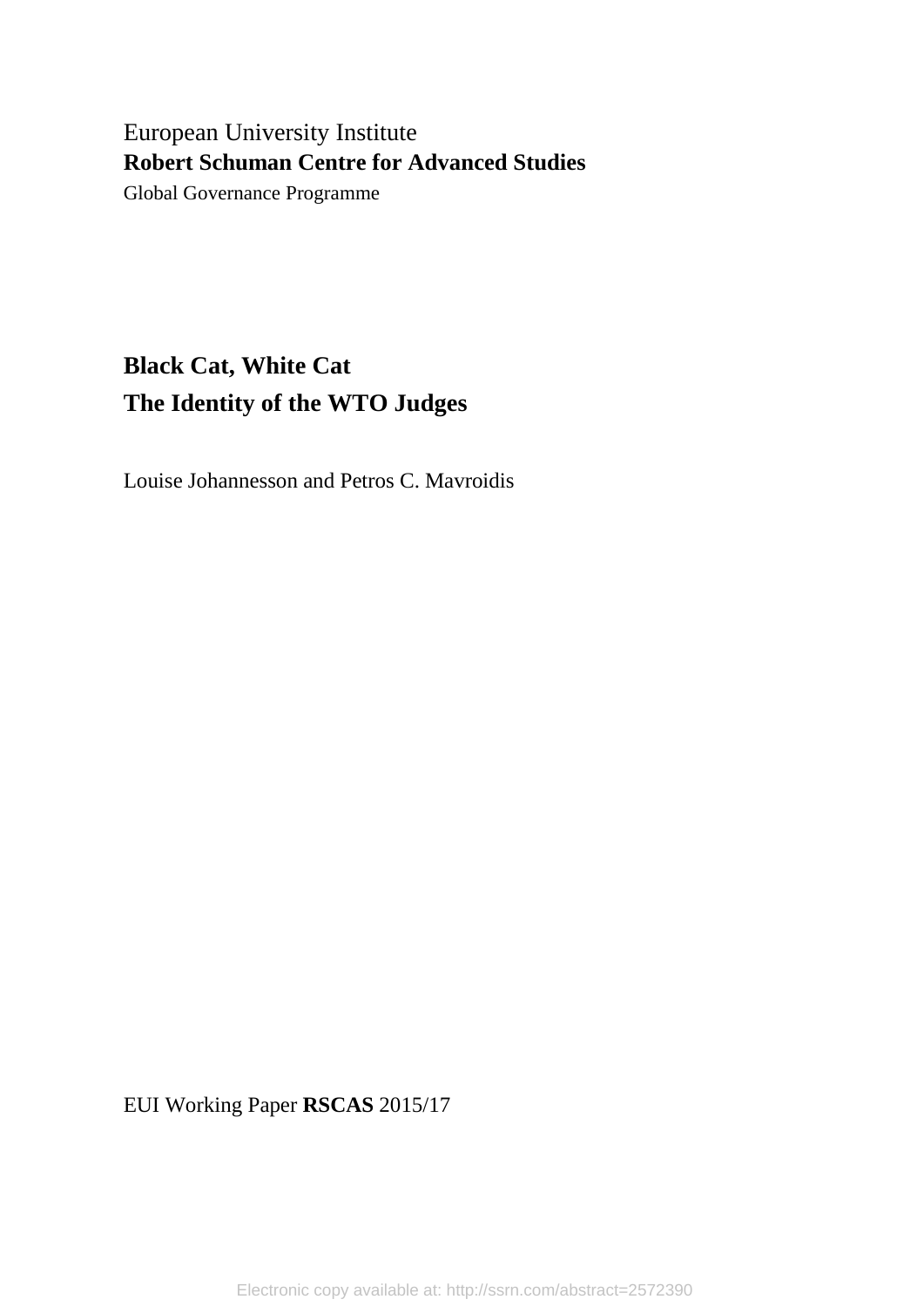European University Institute

**Robert Schuman Centre for Advanced Studies**

Global Governance Programme

# Black Cat, White Cat

# The Identity of the WTO Judges

Louise Johannesson and Petros C. Mavroidis

EUI Working Paper **RSCAS** 2015/17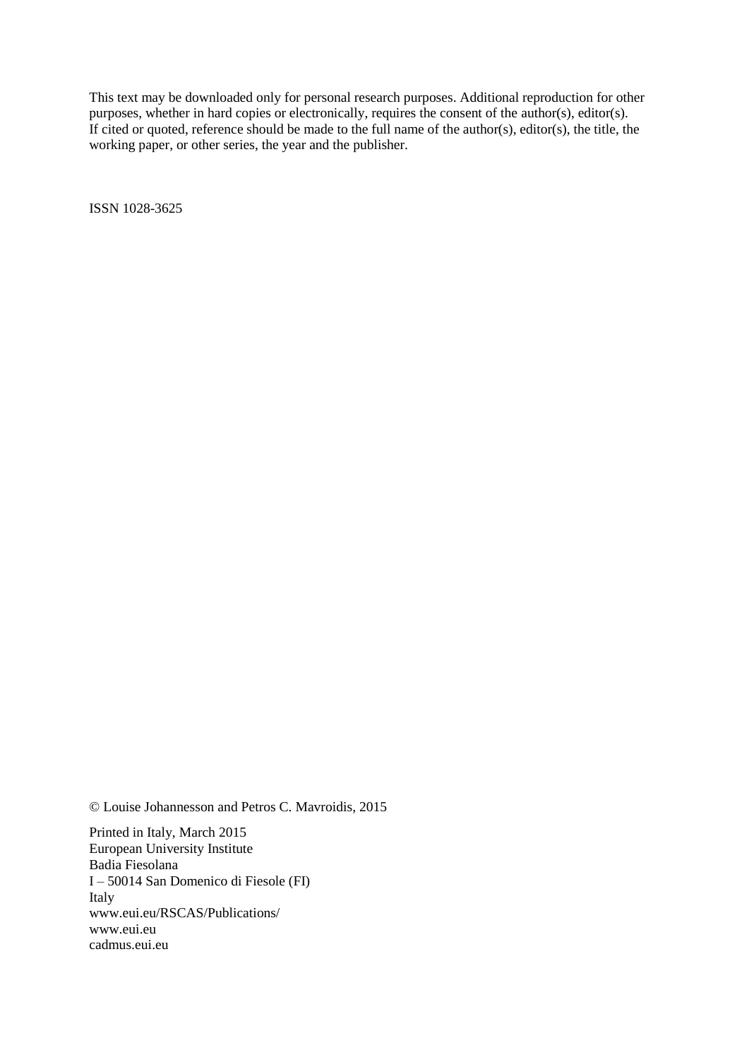This text may be downloaded only for personal research purposes. Additional reproduction for other purposes, whether in hard copies or electronically, requires the consent of the author(s), editor(s). If cited or quoted, reference should be made to the full name of the author(s), editor(s), the title, the working paper, or other series, the year and the publisher.

ISSN 1028-3625

© Louise Johannesson and Petros C. Mavroidis, 2015

Printed in Italy, March 2015
European University Institute
Badia Fiesolana
I – 50014 San Domenico di Fiesole (FI)
Italy
www.eui.eu/RSCAS/Publications/
www.eui.eu
cadmus.eui.eu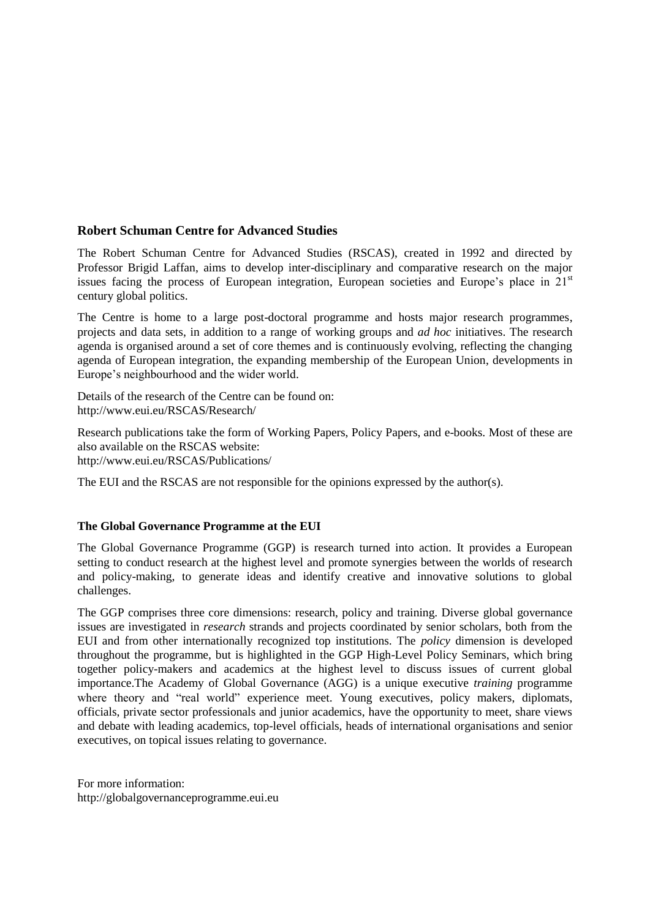## Robert Schuman Centre for Advanced Studies

The Robert Schuman Centre for Advanced Studies (RSCAS), created in 1992 and directed by Professor Brigid Laffan, aims to develop inter-disciplinary and comparative research on the major issues facing the process of European integration, European societies and Europe's place in 21st century global politics.

The Centre is home to a large post-doctoral programme and hosts major research programmes, projects and data sets, in addition to a range of working groups and *ad hoc* initiatives. The research agenda is organised around a set of core themes and is continuously evolving, reflecting the changing agenda of European integration, the expanding membership of the European Union, developments in Europe's neighbourhood and the wider world.

Details of the research of the Centre can be found on:
http://www.eui.eu/RSCAS/Research/

Research publications take the form of Working Papers, Policy Papers, and e-books. Most of these are also available on the RSCAS website:
http://www.eui.eu/RSCAS/Publications/

The EUI and the RSCAS are not responsible for the opinions expressed by the author(s).

### The Global Governance Programme at the EUI

The Global Governance Programme (GGP) is research turned into action. It provides a European setting to conduct research at the highest level and promote synergies between the worlds of research and policy-making, to generate ideas and identify creative and innovative solutions to global challenges.

The GGP comprises three core dimensions: research, policy and training. Diverse global governance issues are investigated in *research* strands and projects coordinated by senior scholars, both from the EUI and from other internationally recognized top institutions. The *policy* dimension is developed throughout the programme, but is highlighted in the GGP High-Level Policy Seminars, which bring together policy-makers and academics at the highest level to discuss issues of current global importance.The Academy of Global Governance (AGG) is a unique executive *training* programme where theory and "real world" experience meet. Young executives, policy makers, diplomats, officials, private sector professionals and junior academics, have the opportunity to meet, share views and debate with leading academics, top-level officials, heads of international organisations and senior executives, on topical issues relating to governance.

For more information:
http://globalgovernanceprogramme.eui.eu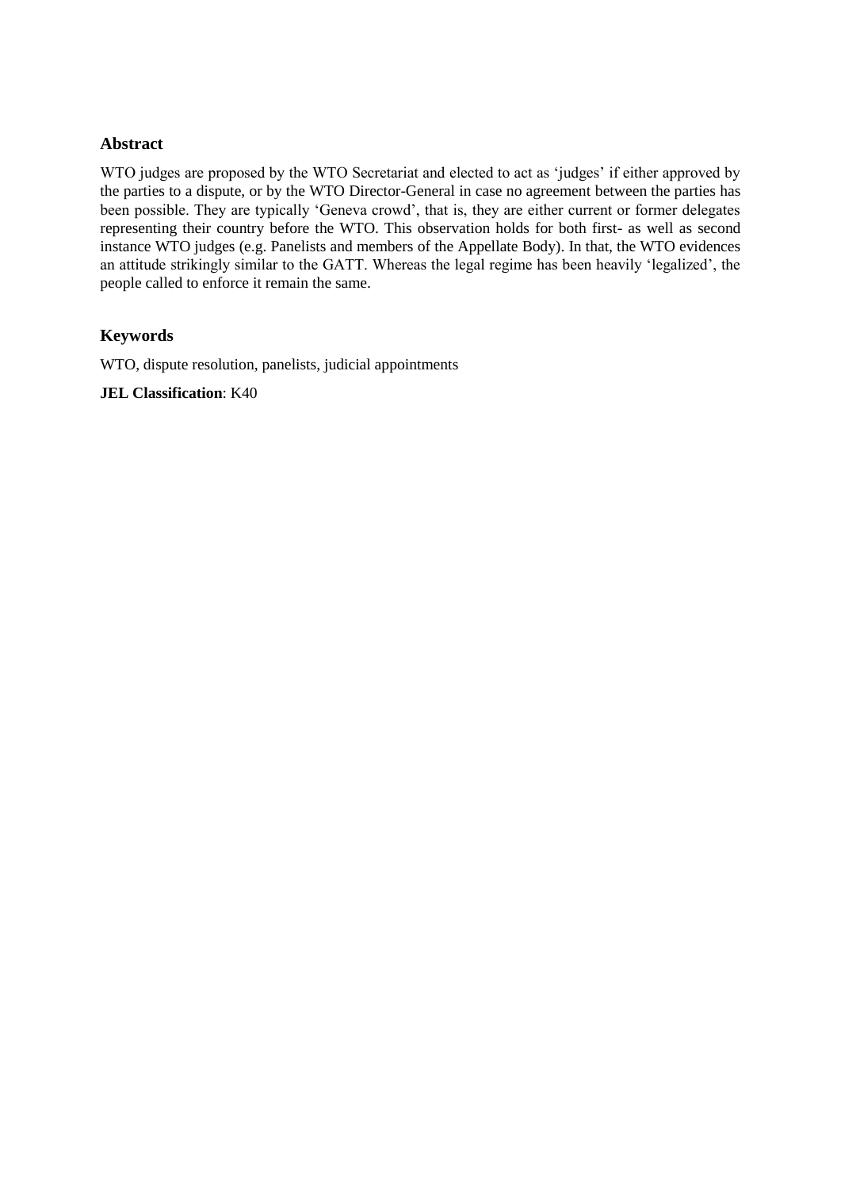## Abstract

WTO judges are proposed by the WTO Secretariat and elected to act as 'judges' if either approved by the parties to a dispute, or by the WTO Director-General in case no agreement between the parties has been possible. They are typically 'Geneva crowd', that is, they are either current or former delegates representing their country before the WTO. This observation holds for both first- as well as second instance WTO judges (e.g. Panelists and members of the Appellate Body). In that, the WTO evidences an attitude strikingly similar to the GATT. Whereas the legal regime has been heavily 'legalized', the people called to enforce it remain the same.

## Keywords

WTO, dispute resolution, panelists, judicial appointments

**JEL Classification**: K40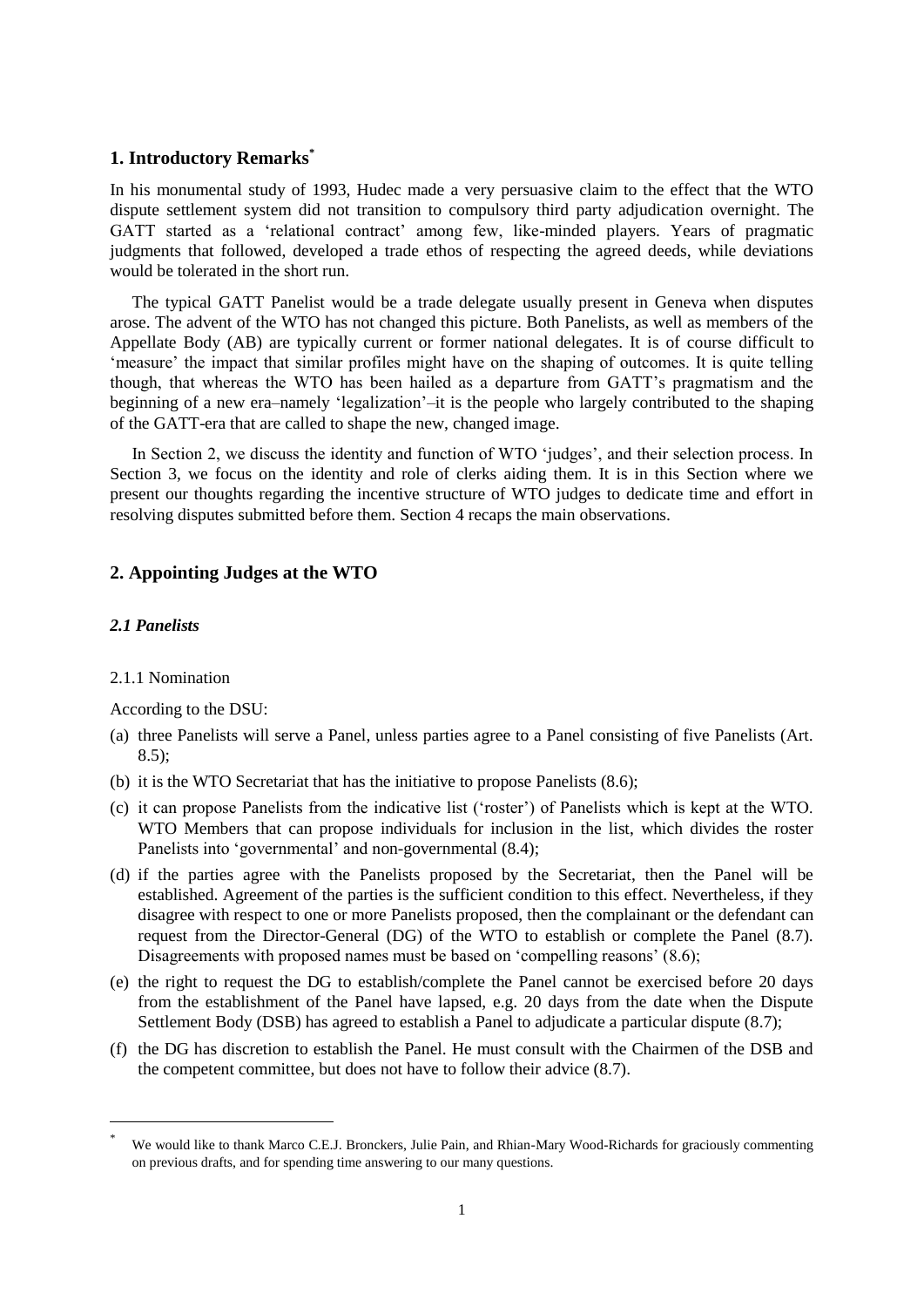## 1. Introductory Remarks[*]

In his monumental study of 1993, Hudec made a very persuasive claim to the effect that the WTO dispute settlement system did not transition to compulsory third party adjudication overnight. The GATT started as a 'relational contract' among few, like-minded players. Years of pragmatic judgments that followed, developed a trade ethos of respecting the agreed deeds, while deviations would be tolerated in the short run.

The typical GATT Panelist would be a trade delegate usually present in Geneva when disputes arose. The advent of the WTO has not changed this picture. Both Panelists, as well as members of the Appellate Body (AB) are typically current or former national delegates. It is of course difficult to 'measure' the impact that similar profiles might have on the shaping of outcomes. It is quite telling though, that whereas the WTO has been hailed as a departure from GATT's pragmatism and the beginning of a new era–namely 'legalization'–it is the people who largely contributed to the shaping of the GATT-era that are called to shape the new, changed image.

In Section 2, we discuss the identity and function of WTO 'judges', and their selection process. In Section 3, we focus on the identity and role of clerks aiding them. It is in this Section where we present our thoughts regarding the incentive structure of WTO judges to dedicate time and effort in resolving disputes submitted before them. Section 4 recaps the main observations.

## 2. Appointing Judges at the WTO

### *2.1 Panelists*

#### 2.1.1 Nomination

According to the DSU:

(a) three Panelists will serve a Panel, unless parties agree to a Panel consisting of five Panelists (Art. 8.5);

(b) it is the WTO Secretariat that has the initiative to propose Panelists (8.6);

(c) it can propose Panelists from the indicative list ('roster') of Panelists which is kept at the WTO. WTO Members that can propose individuals for inclusion in the list, which divides the roster Panelists into 'governmental' and non-governmental (8.4);

(d) if the parties agree with the Panelists proposed by the Secretariat, then the Panel will be established. Agreement of the parties is the sufficient condition to this effect. Nevertheless, if they disagree with respect to one or more Panelists proposed, then the complainant or the defendant can request from the Director-General (DG) of the WTO to establish or complete the Panel (8.7). Disagreements with proposed names must be based on 'compelling reasons' (8.6);

(e) the right to request the DG to establish/complete the Panel cannot be exercised before 20 days from the establishment of the Panel have lapsed, e.g. 20 days from the date when the Dispute Settlement Body (DSB) has agreed to establish a Panel to adjudicate a particular dispute (8.7);

(f) the DG has discretion to establish the Panel. He must consult with the Chairmen of the DSB and the competent committee, but does not have to follow their advice (8.7).

---

[*] We would like to thank Marco C.E.J. Bronckers, Julie Pain, and Rhian-Mary Wood-Richards for graciously commenting on previous drafts, and for spending time answering to our many questions.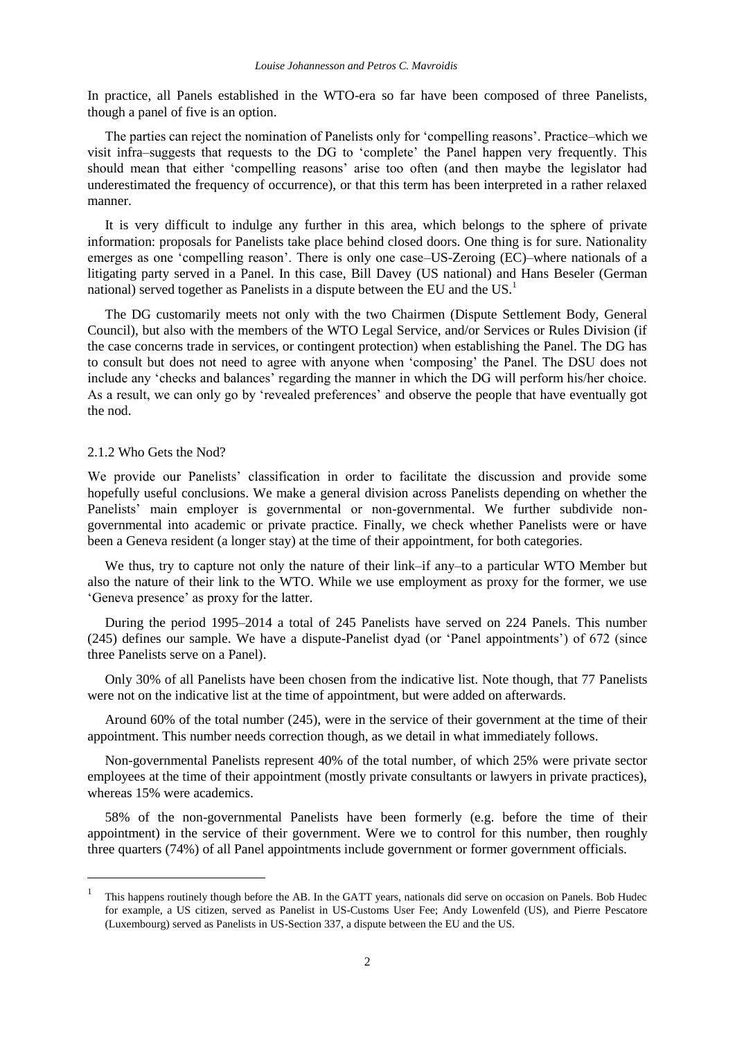In practice, all Panels established in the WTO-era so far have been composed of three Panelists, though a panel of five is an option.

The parties can reject the nomination of Panelists only for 'compelling reasons'. Practice–which we visit infra–suggests that requests to the DG to 'complete' the Panel happen very frequently. This should mean that either 'compelling reasons' arise too often (and then maybe the legislator had underestimated the frequency of occurrence), or that this term has been interpreted in a rather relaxed manner.

It is very difficult to indulge any further in this area, which belongs to the sphere of private information: proposals for Panelists take place behind closed doors. One thing is for sure. Nationality emerges as one 'compelling reason'. There is only one case–US-Zeroing (EC)–where nationals of a litigating party served in a Panel. In this case, Bill Davey (US national) and Hans Beseler (German national) served together as Panelists in a dispute between the EU and the US.[1]

The DG customarily meets not only with the two Chairmen (Dispute Settlement Body, General Council), but also with the members of the WTO Legal Service, and/or Services or Rules Division (if the case concerns trade in services, or contingent protection) when establishing the Panel. The DG has to consult but does not need to agree with anyone when 'composing' the Panel. The DSU does not include any 'checks and balances' regarding the manner in which the DG will perform his/her choice. As a result, we can only go by 'revealed preferences' and observe the people that have eventually got the nod.

### 2.1.2 Who Gets the Nod?

We provide our Panelists' classification in order to facilitate the discussion and provide some hopefully useful conclusions. We make a general division across Panelists depending on whether the Panelists' main employer is governmental or non-governmental. We further subdivide non-governmental into academic or private practice. Finally, we check whether Panelists were or have been a Geneva resident (a longer stay) at the time of their appointment, for both categories.

We thus, try to capture not only the nature of their link–if any–to a particular WTO Member but also the nature of their link to the WTO. While we use employment as proxy for the former, we use 'Geneva presence' as proxy for the latter.

During the period 1995–2014 a total of 245 Panelists have served on 224 Panels. This number (245) defines our sample. We have a dispute-Panelist dyad (or 'Panel appointments') of 672 (since three Panelists serve on a Panel).

Only 30% of all Panelists have been chosen from the indicative list. Note though, that 77 Panelists were not on the indicative list at the time of appointment, but were added on afterwards.

Around 60% of the total number (245), were in the service of their government at the time of their appointment. This number needs correction though, as we detail in what immediately follows.

Non-governmental Panelists represent 40% of the total number, of which 25% were private sector employees at the time of their appointment (mostly private consultants or lawyers in private practices), whereas 15% were academics.

58% of the non-governmental Panelists have been formerly (e.g. before the time of their appointment) in the service of their government. Were we to control for this number, then roughly three quarters (74%) of all Panel appointments include government or former government officials.

---

[1] This happens routinely though before the AB. In the GATT years, nationals did serve on occasion on Panels. Bob Hudec for example, a US citizen, served as Panelist in US-Customs User Fee; Andy Lowenfeld (US), and Pierre Pescatore (Luxembourg) served as Panelists in US-Section 337, a dispute between the EU and the US.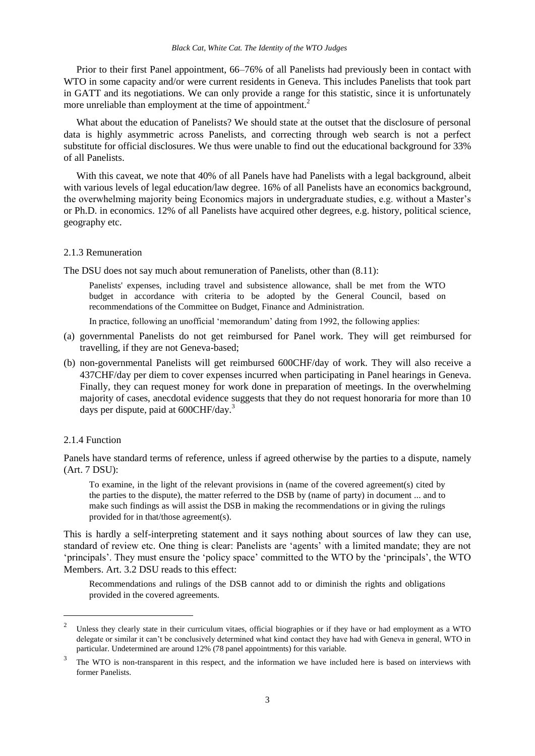Prior to their first Panel appointment, 66–76% of all Panelists had previously been in contact with WTO in some capacity and/or were current residents in Geneva. This includes Panelists that took part in GATT and its negotiations. We can only provide a range for this statistic, since it is unfortunately more unreliable than employment at the time of appointment.[2]

What about the education of Panelists? We should state at the outset that the disclosure of personal data is highly asymmetric across Panelists, and correcting through web search is not a perfect substitute for official disclosures. We thus were unable to find out the educational background for 33% of all Panelists.

With this caveat, we note that 40% of all Panels have had Panelists with a legal background, albeit with various levels of legal education/law degree. 16% of all Panelists have an economics background, the overwhelming majority being Economics majors in undergraduate studies, e.g. without a Master's or Ph.D. in economics. 12% of all Panelists have acquired other degrees, e.g. history, political science, geography etc.

### 2.1.3 Remuneration

The DSU does not say much about remuneration of Panelists, other than (8.11):

> Panelists' expenses, including travel and subsistence allowance, shall be met from the WTO budget in accordance with criteria to be adopted by the General Council, based on recommendations of the Committee on Budget, Finance and Administration.
>
> In practice, following an unofficial 'memorandum' dating from 1992, the following applies:

(a) governmental Panelists do not get reimbursed for Panel work. They will get reimbursed for travelling, if they are not Geneva-based;

(b) non-governmental Panelists will get reimbursed 600CHF/day of work. They will also receive a 437CHF/day per diem to cover expenses incurred when participating in Panel hearings in Geneva. Finally, they can request money for work done in preparation of meetings. In the overwhelming majority of cases, anecdotal evidence suggests that they do not request honoraria for more than 10 days per dispute, paid at 600CHF/day.[3]

### 2.1.4 Function

Panels have standard terms of reference, unless if agreed otherwise by the parties to a dispute, namely (Art. 7 DSU):

> To examine, in the light of the relevant provisions in (name of the covered agreement(s) cited by the parties to the dispute), the matter referred to the DSB by (name of party) in document ... and to make such findings as will assist the DSB in making the recommendations or in giving the rulings provided for in that/those agreement(s).

This is hardly a self-interpreting statement and it says nothing about sources of law they can use, standard of review etc. One thing is clear: Panelists are 'agents' with a limited mandate; they are not 'principals'. They must ensure the 'policy space' committed to the WTO by the 'principals', the WTO Members. Art. 3.2 DSU reads to this effect:

> Recommendations and rulings of the DSB cannot add to or diminish the rights and obligations provided in the covered agreements.

---

[2] Unless they clearly state in their curriculum vitaes, official biographies or if they have or had employment as a WTO delegate or similar it can't be conclusively determined what kind contact they have had with Geneva in general, WTO in particular. Undetermined are around 12% (78 panel appointments) for this variable.

[3] The WTO is non-transparent in this respect, and the information we have included here is based on interviews with former Panelists.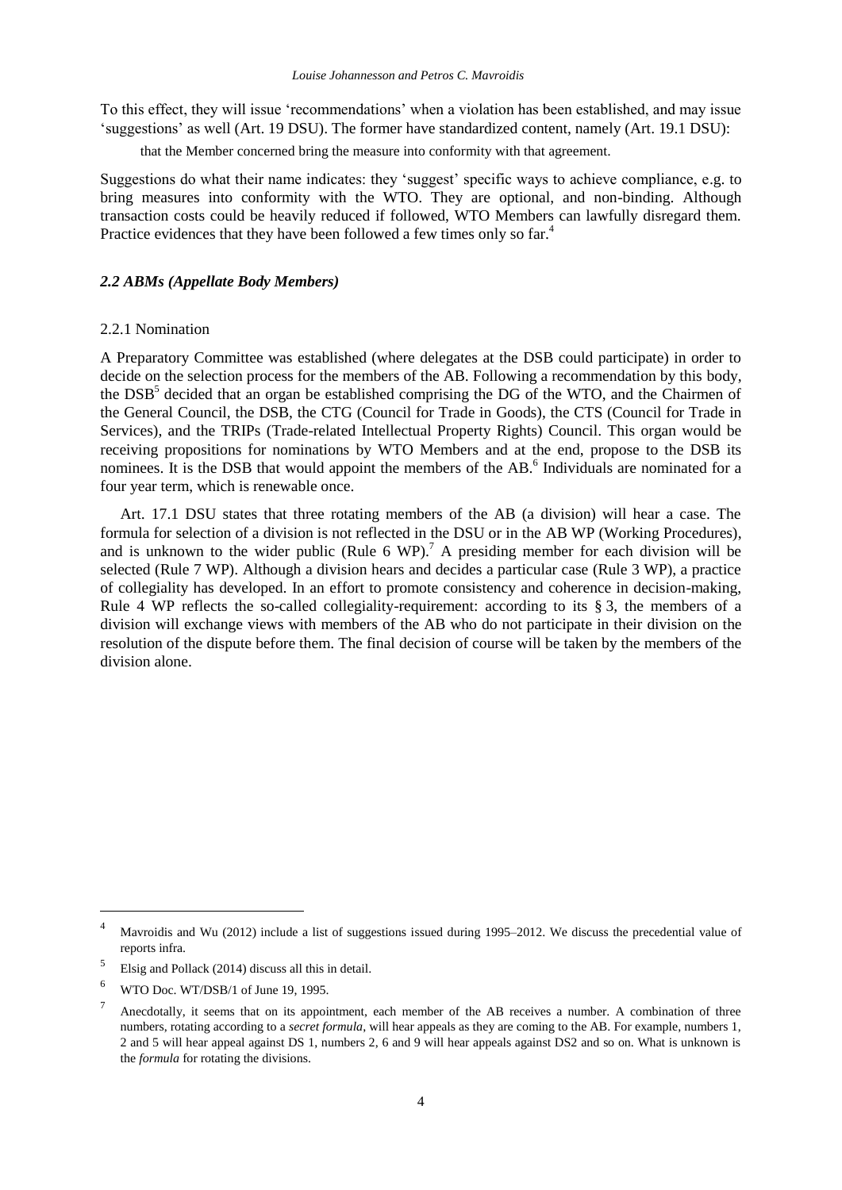To this effect, they will issue 'recommendations' when a violation has been established, and may issue 'suggestions' as well (Art. 19 DSU). The former have standardized content, namely (Art. 19.1 DSU):

> that the Member concerned bring the measure into conformity with that agreement.

Suggestions do what their name indicates: they 'suggest' specific ways to achieve compliance, e.g. to bring measures into conformity with the WTO. They are optional, and non-binding. Although transaction costs could be heavily reduced if followed, WTO Members can lawfully disregard them. Practice evidences that they have been followed a few times only so far.[4]

### *2.2 ABMs (Appellate Body Members)*

#### 2.2.1 Nomination

A Preparatory Committee was established (where delegates at the DSB could participate) in order to decide on the selection process for the members of the AB. Following a recommendation by this body, the DSB[5] decided that an organ be established comprising the DG of the WTO, and the Chairmen of the General Council, the DSB, the CTG (Council for Trade in Goods), the CTS (Council for Trade in Services), and the TRIPs (Trade-related Intellectual Property Rights) Council. This organ would be receiving propositions for nominations by WTO Members and at the end, propose to the DSB its nominees. It is the DSB that would appoint the members of the AB.[6] Individuals are nominated for a four year term, which is renewable once.

Art. 17.1 DSU states that three rotating members of the AB (a division) will hear a case. The formula for selection of a division is not reflected in the DSU or in the AB WP (Working Procedures), and is unknown to the wider public (Rule 6 WP).[7] A presiding member for each division will be selected (Rule 7 WP). Although a division hears and decides a particular case (Rule 3 WP), a practice of collegiality has developed. In an effort to promote consistency and coherence in decision-making, Rule 4 WP reflects the so-called collegiality-requirement: according to its § 3, the members of a division will exchange views with members of the AB who do not participate in their division on the resolution of the dispute before them. The final decision of course will be taken by the members of the division alone.

---

[4] Mavroidis and Wu (2012) include a list of suggestions issued during 1995–2012. We discuss the precedential value of reports infra.

[5] Elsig and Pollack (2014) discuss all this in detail.

[6] WTO Doc. WT/DSB/1 of June 19, 1995.

[7] Anecdotally, it seems that on its appointment, each member of the AB receives a number. A combination of three numbers, rotating according to a *secret formula*, will hear appeals as they are coming to the AB. For example, numbers 1, 2 and 5 will hear appeal against DS 1, numbers 2, 6 and 9 will hear appeals against DS2 and so on. What is unknown is the *formula* for rotating the divisions.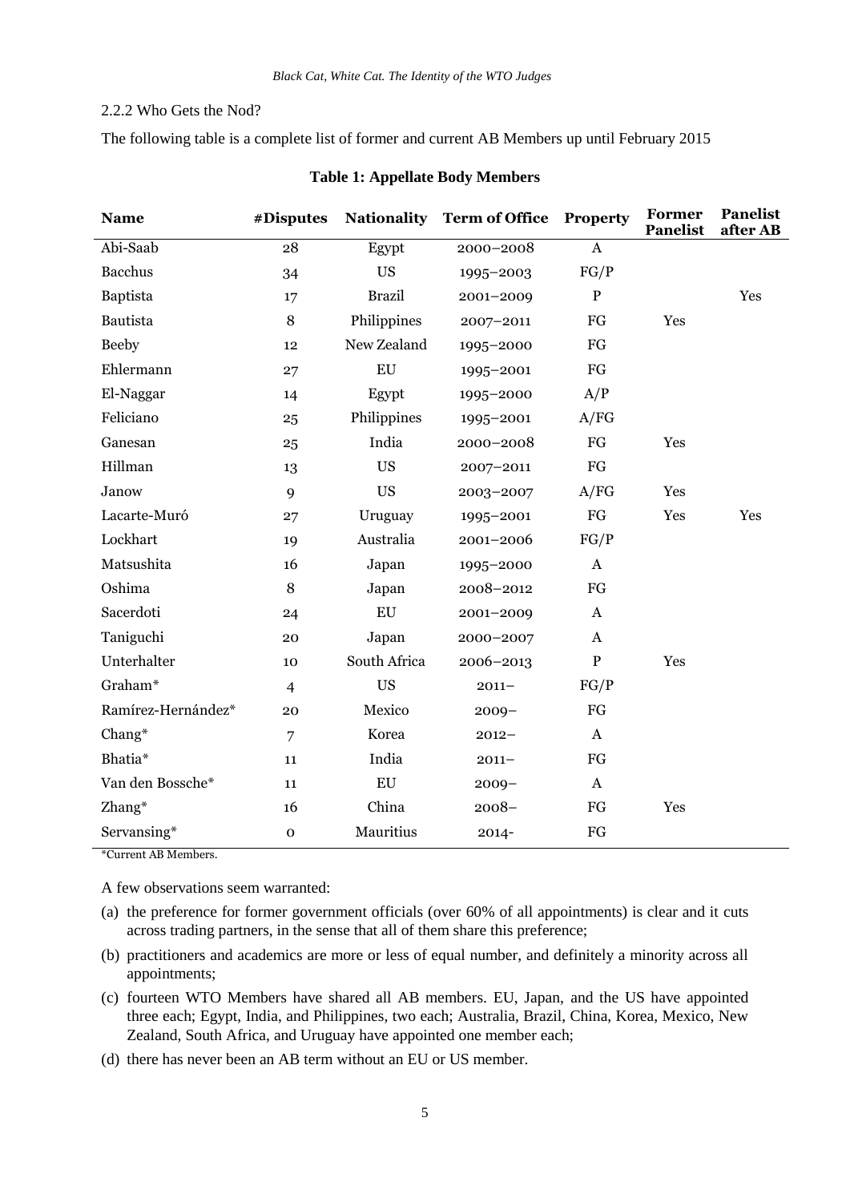2.2.2 Who Gets the Nod?

The following table is a complete list of former and current AB Members up until February 2015

**Table 1: Appellate Body Members**

| Name | #Disputes | Nationality | Term of Office | Property | Former Panelist | Panelist after AB |
|---|---|---|---|---|---|---|
| Abi-Saab | 28 | Egypt | 2000–2008 | A | | |
| Bacchus | 34 | US | 1995–2003 | FG/P | | |
| Baptista | 17 | Brazil | 2001–2009 | P | | Yes |
| Bautista | 8 | Philippines | 2007–2011 | FG | Yes | |
| Beeby | 12 | New Zealand | 1995–2000 | FG | | |
| Ehlermann | 27 | EU | 1995–2001 | FG | | |
| El-Naggar | 14 | Egypt | 1995–2000 | A/P | | |
| Feliciano | 25 | Philippines | 1995–2001 | A/FG | | |
| Ganesan | 25 | India | 2000–2008 | FG | Yes | |
| Hillman | 13 | US | 2007–2011 | FG | | |
| Janow | 9 | US | 2003–2007 | A/FG | Yes | |
| Lacarte-Muró | 27 | Uruguay | 1995–2001 | FG | Yes | Yes |
| Lockhart | 19 | Australia | 2001–2006 | FG/P | | |
| Matsushita | 16 | Japan | 1995–2000 | A | | |
| Oshima | 8 | Japan | 2008–2012 | FG | | |
| Sacerdoti | 24 | EU | 2001–2009 | A | | |
| Taniguchi | 20 | Japan | 2000–2007 | A | | |
| Unterhalter | 10 | South Africa | 2006–2013 | P | Yes | |
| Graham* | 4 | US | 2011– | FG/P | | |
| Ramírez-Hernández* | 20 | Mexico | 2009– | FG | | |
| Chang* | 7 | Korea | 2012– | A | | |
| Bhatia* | 11 | India | 2011– | FG | | |
| Van den Bossche* | 11 | EU | 2009– | A | | |
| Zhang* | 16 | China | 2008– | FG | Yes | |
| Servansing* | 0 | Mauritius | 2014- | FG | | |

*Current AB Members.

A few observations seem warranted:

(a) the preference for former government officials (over 60% of all appointments) is clear and it cuts across trading partners, in the sense that all of them share this preference;

(b) practitioners and academics are more or less of equal number, and definitely a minority across all appointments;

(c) fourteen WTO Members have shared all AB members. EU, Japan, and the US have appointed three each; Egypt, India, and Philippines, two each; Australia, Brazil, China, Korea, Mexico, New Zealand, South Africa, and Uruguay have appointed one member each;

(d) there has never been an AB term without an EU or US member.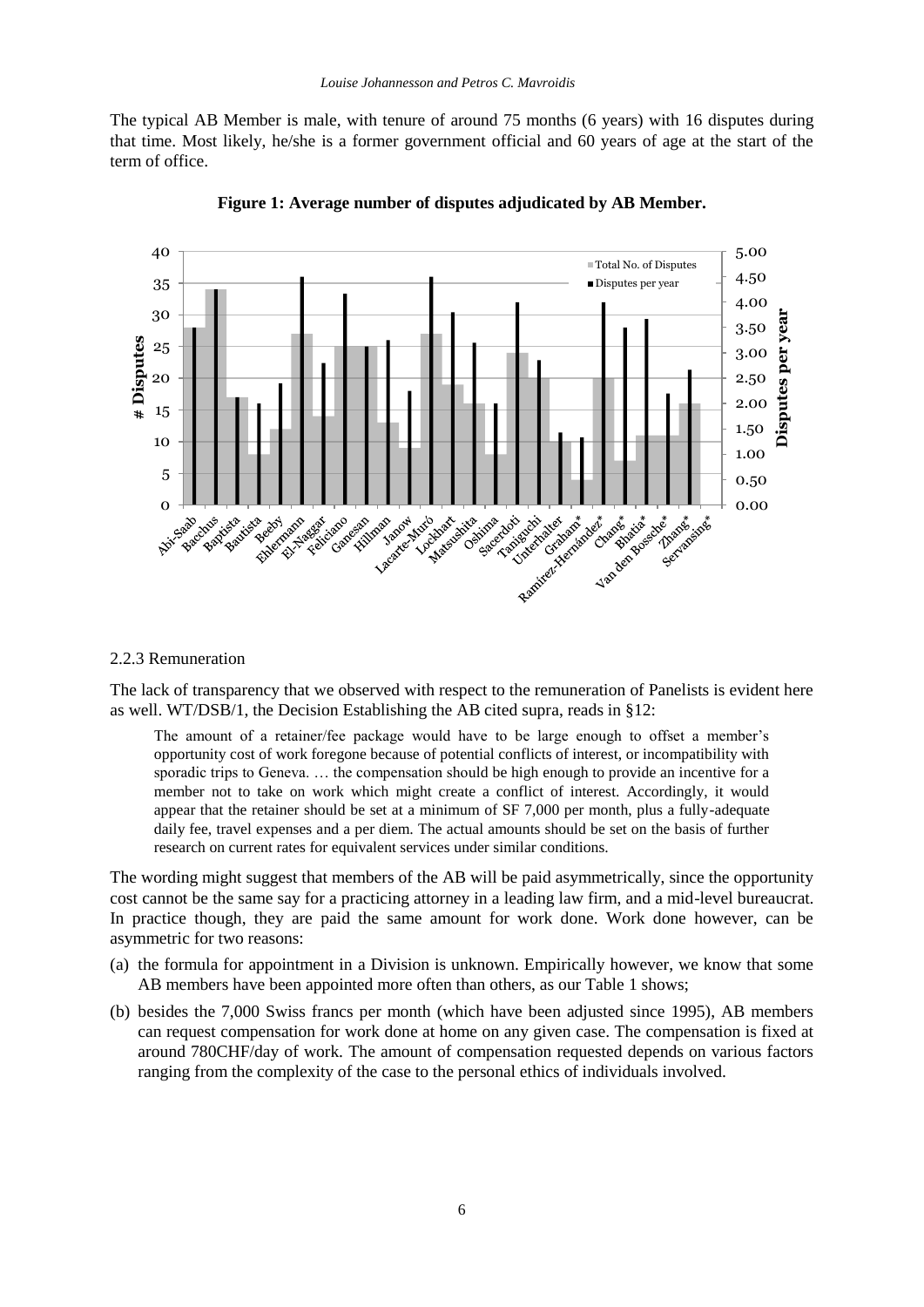The typical AB Member is male, with tenure of around 75 months (6 years) with 16 disputes during that time. Most likely, he/she is a former government official and 60 years of age at the start of the term of office.

**Figure 1: Average number of disputes adjudicated by AB Member.**

#### 2.2.3 Remuneration

The lack of transparency that we observed with respect to the remuneration of Panelists is evident here as well. WT/DSB/1, the Decision Establishing the AB cited supra, reads in §12:

> The amount of a retainer/fee package would have to be large enough to offset a member's opportunity cost of work foregone because of potential conflicts of interest, or incompatibility with sporadic trips to Geneva. … the compensation should be high enough to provide an incentive for a member not to take on work which might create a conflict of interest. Accordingly, it would appear that the retainer should be set at a minimum of SF 7,000 per month, plus a fully-adequate daily fee, travel expenses and a per diem. The actual amounts should be set on the basis of further research on current rates for equivalent services under similar conditions.

The wording might suggest that members of the AB will be paid asymmetrically, since the opportunity cost cannot be the same say for a practicing attorney in a leading law firm, and a mid-level bureaucrat. In practice though, they are paid the same amount for work done. Work done however, can be asymmetric for two reasons:

(a) the formula for appointment in a Division is unknown. Empirically however, we know that some AB members have been appointed more often than others, as our Table 1 shows;

(b) besides the 7,000 Swiss francs per month (which have been adjusted since 1995), AB members can request compensation for work done at home on any given case. The compensation is fixed at around 780CHF/day of work. The amount of compensation requested depends on various factors ranging from the complexity of the case to the personal ethics of individuals involved.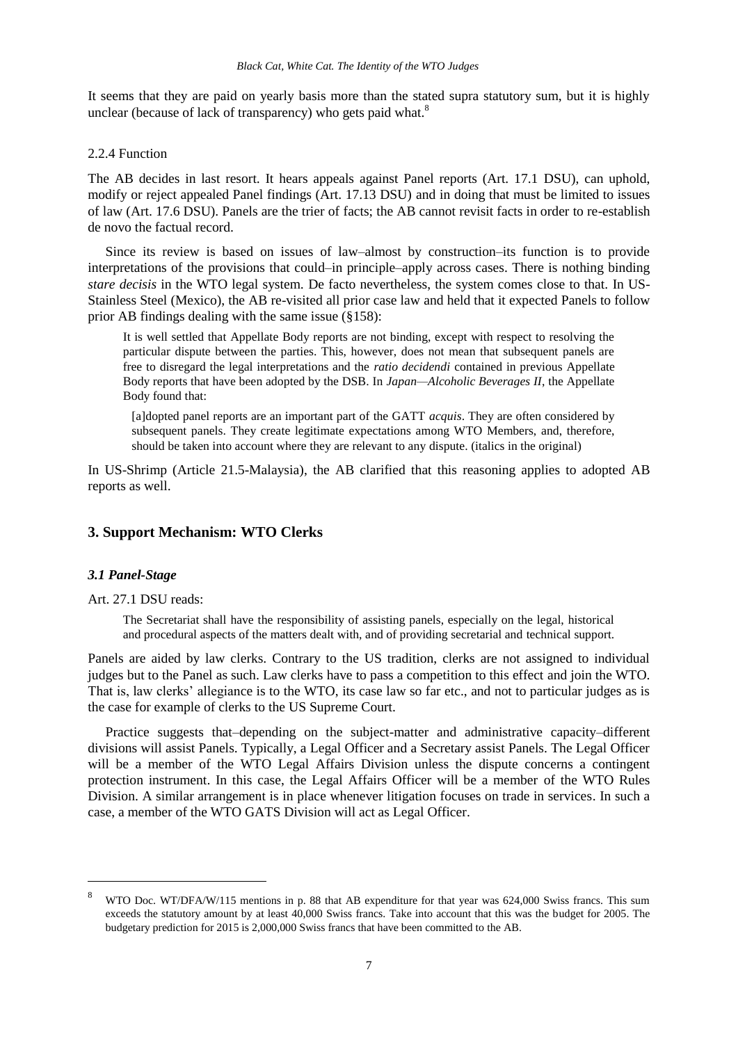It seems that they are paid on yearly basis more than the stated supra statutory sum, but it is highly unclear (because of lack of transparency) who gets paid what.[8]

#### 2.2.4 Function

The AB decides in last resort. It hears appeals against Panel reports (Art. 17.1 DSU), can uphold, modify or reject appealed Panel findings (Art. 17.13 DSU) and in doing that must be limited to issues of law (Art. 17.6 DSU). Panels are the trier of facts; the AB cannot revisit facts in order to re-establish de novo the factual record.

Since its review is based on issues of law–almost by construction–its function is to provide interpretations of the provisions that could–in principle–apply across cases. There is nothing binding *stare decisis* in the WTO legal system. De facto nevertheless, the system comes close to that. In US-Stainless Steel (Mexico), the AB re-visited all prior case law and held that it expected Panels to follow prior AB findings dealing with the same issue (§158):

> It is well settled that Appellate Body reports are not binding, except with respect to resolving the particular dispute between the parties. This, however, does not mean that subsequent panels are free to disregard the legal interpretations and the *ratio decidendi* contained in previous Appellate Body reports that have been adopted by the DSB. In *Japan—Alcoholic Beverages II*, the Appellate Body found that:
>
> > [a]dopted panel reports are an important part of the GATT *acquis*. They are often considered by subsequent panels. They create legitimate expectations among WTO Members, and, therefore, should be taken into account where they are relevant to any dispute. (italics in the original)

In US-Shrimp (Article 21.5-Malaysia), the AB clarified that this reasoning applies to adopted AB reports as well.

## 3. Support Mechanism: WTO Clerks

### *3.1 Panel-Stage*

Art. 27.1 DSU reads:

> The Secretariat shall have the responsibility of assisting panels, especially on the legal, historical and procedural aspects of the matters dealt with, and of providing secretarial and technical support.

Panels are aided by law clerks. Contrary to the US tradition, clerks are not assigned to individual judges but to the Panel as such. Law clerks have to pass a competition to this effect and join the WTO. That is, law clerks' allegiance is to the WTO, its case law so far etc., and not to particular judges as is the case for example of clerks to the US Supreme Court.

Practice suggests that–depending on the subject-matter and administrative capacity–different divisions will assist Panels. Typically, a Legal Officer and a Secretary assist Panels. The Legal Officer will be a member of the WTO Legal Affairs Division unless the dispute concerns a contingent protection instrument. In this case, the Legal Affairs Officer will be a member of the WTO Rules Division. A similar arrangement is in place whenever litigation focuses on trade in services. In such a case, a member of the WTO GATS Division will act as Legal Officer.

---

[8] WTO Doc. WT/DFA/W/115 mentions in p. 88 that AB expenditure for that year was 624,000 Swiss francs. This sum exceeds the statutory amount by at least 40,000 Swiss francs. Take into account that this was the budget for 2005. The budgetary prediction for 2015 is 2,000,000 Swiss francs that have been committed to the AB.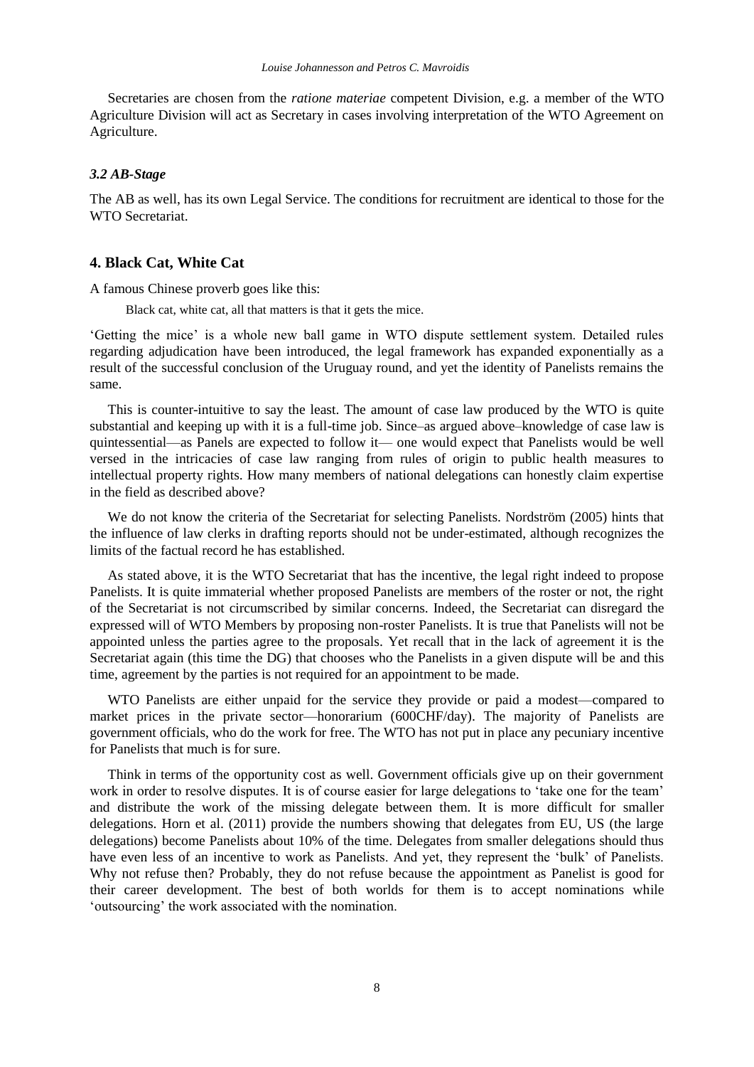Secretaries are chosen from the *ratione materiae* competent Division, e.g. a member of the WTO Agriculture Division will act as Secretary in cases involving interpretation of the WTO Agreement on Agriculture.

### *3.2 AB-Stage*

The AB as well, has its own Legal Service. The conditions for recruitment are identical to those for the WTO Secretariat.

## 4. Black Cat, White Cat

A famous Chinese proverb goes like this:

> Black cat, white cat, all that matters is that it gets the mice.

'Getting the mice' is a whole new ball game in WTO dispute settlement system. Detailed rules regarding adjudication have been introduced, the legal framework has expanded exponentially as a result of the successful conclusion of the Uruguay round, and yet the identity of Panelists remains the same.

This is counter-intuitive to say the least. The amount of case law produced by the WTO is quite substantial and keeping up with it is a full-time job. Since–as argued above–knowledge of case law is quintessential—as Panels are expected to follow it— one would expect that Panelists would be well versed in the intricacies of case law ranging from rules of origin to public health measures to intellectual property rights. How many members of national delegations can honestly claim expertise in the field as described above?

We do not know the criteria of the Secretariat for selecting Panelists. Nordström (2005) hints that the influence of law clerks in drafting reports should not be under-estimated, although recognizes the limits of the factual record he has established.

As stated above, it is the WTO Secretariat that has the incentive, the legal right indeed to propose Panelists. It is quite immaterial whether proposed Panelists are members of the roster or not, the right of the Secretariat is not circumscribed by similar concerns. Indeed, the Secretariat can disregard the expressed will of WTO Members by proposing non-roster Panelists. It is true that Panelists will not be appointed unless the parties agree to the proposals. Yet recall that in the lack of agreement it is the Secretariat again (this time the DG) that chooses who the Panelists in a given dispute will be and this time, agreement by the parties is not required for an appointment to be made.

WTO Panelists are either unpaid for the service they provide or paid a modest—compared to market prices in the private sector—honorarium (600CHF/day). The majority of Panelists are government officials, who do the work for free. The WTO has not put in place any pecuniary incentive for Panelists that much is for sure.

Think in terms of the opportunity cost as well. Government officials give up on their government work in order to resolve disputes. It is of course easier for large delegations to 'take one for the team' and distribute the work of the missing delegate between them. It is more difficult for smaller delegations. Horn et al. (2011) provide the numbers showing that delegates from EU, US (the large delegations) become Panelists about 10% of the time. Delegates from smaller delegations should thus have even less of an incentive to work as Panelists. And yet, they represent the 'bulk' of Panelists. Why not refuse then? Probably, they do not refuse because the appointment as Panelist is good for their career development. The best of both worlds for them is to accept nominations while 'outsourcing' the work associated with the nomination.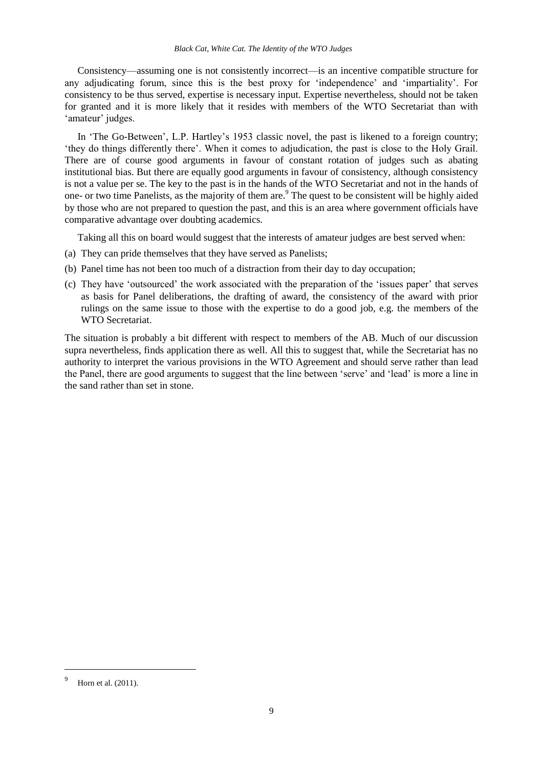Consistency—assuming one is not consistently incorrect—is an incentive compatible structure for any adjudicating forum, since this is the best proxy for 'independence' and 'impartiality'. For consistency to be thus served, expertise is necessary input. Expertise nevertheless, should not be taken for granted and it is more likely that it resides with members of the WTO Secretariat than with 'amateur' judges.

In 'The Go-Between', L.P. Hartley's 1953 classic novel, the past is likened to a foreign country; 'they do things differently there'. When it comes to adjudication, the past is close to the Holy Grail. There are of course good arguments in favour of constant rotation of judges such as abating institutional bias. But there are equally good arguments in favour of consistency, although consistency is not a value per se. The key to the past is in the hands of the WTO Secretariat and not in the hands of one- or two time Panelists, as the majority of them are.[9] The quest to be consistent will be highly aided by those who are not prepared to question the past, and this is an area where government officials have comparative advantage over doubting academics.

Taking all this on board would suggest that the interests of amateur judges are best served when:

(a) They can pride themselves that they have served as Panelists;
(b) Panel time has not been too much of a distraction from their day to day occupation;
(c) They have 'outsourced' the work associated with the preparation of the 'issues paper' that serves as basis for Panel deliberations, the drafting of award, the consistency of the award with prior rulings on the same issue to those with the expertise to do a good job, e.g. the members of the WTO Secretariat.

The situation is probably a bit different with respect to members of the AB. Much of our discussion supra nevertheless, finds application there as well. All this to suggest that, while the Secretariat has no authority to interpret the various provisions in the WTO Agreement and should serve rather than lead the Panel, there are good arguments to suggest that the line between 'serve' and 'lead' is more a line in the sand rather than set in stone.

---

[9] Horn et al. (2011).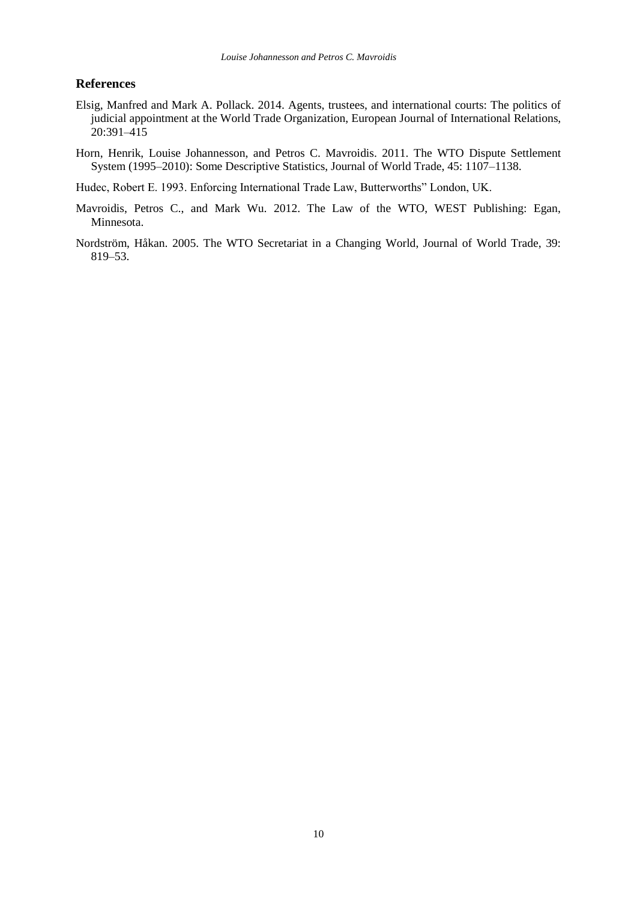## References

Elsig, Manfred and Mark A. Pollack. 2014. Agents, trustees, and international courts: The politics of judicial appointment at the World Trade Organization, European Journal of International Relations, 20:391–415

Horn, Henrik, Louise Johannesson, and Petros C. Mavroidis. 2011. The WTO Dispute Settlement System (1995–2010): Some Descriptive Statistics, Journal of World Trade, 45: 1107–1138.

Hudec, Robert E. 1993. Enforcing International Trade Law, Butterworths" London, UK.

Mavroidis, Petros C., and Mark Wu. 2012. The Law of the WTO, WEST Publishing: Egan, Minnesota.

Nordström, Håkan. 2005. The WTO Secretariat in a Changing World, Journal of World Trade, 39: 819–53.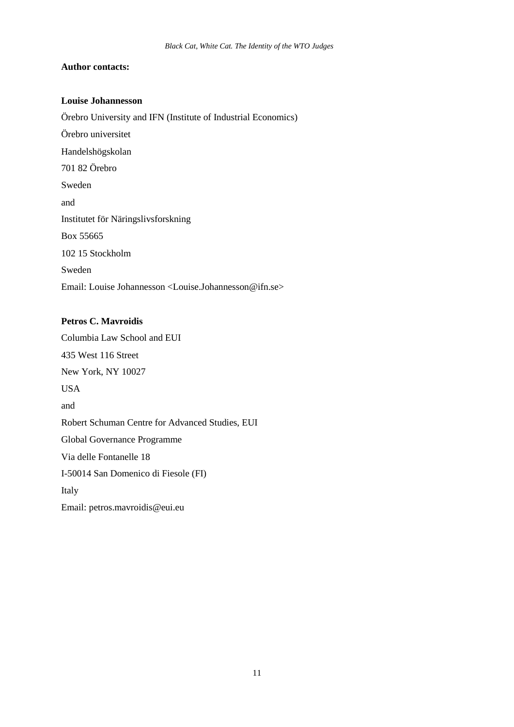**Author contacts:**

**Louise Johannesson**

Örebro University and IFN (Institute of Industrial Economics)

Örebro universitet

Handelshögskolan

701 82 Örebro

Sweden

and

Institutet för Näringslivsforskning

Box 55665

102 15 Stockholm

Sweden

Email: Louise Johannesson <Louise.Johannesson@ifn.se>

**Petros C. Mavroidis**

Columbia Law School and EUI

435 West 116 Street

New York, NY 10027

USA

and

Robert Schuman Centre for Advanced Studies, EUI

Global Governance Programme

Via delle Fontanelle 18

I-50014 San Domenico di Fiesole (FI)

Italy

Email: petros.mavroidis@eui.eu